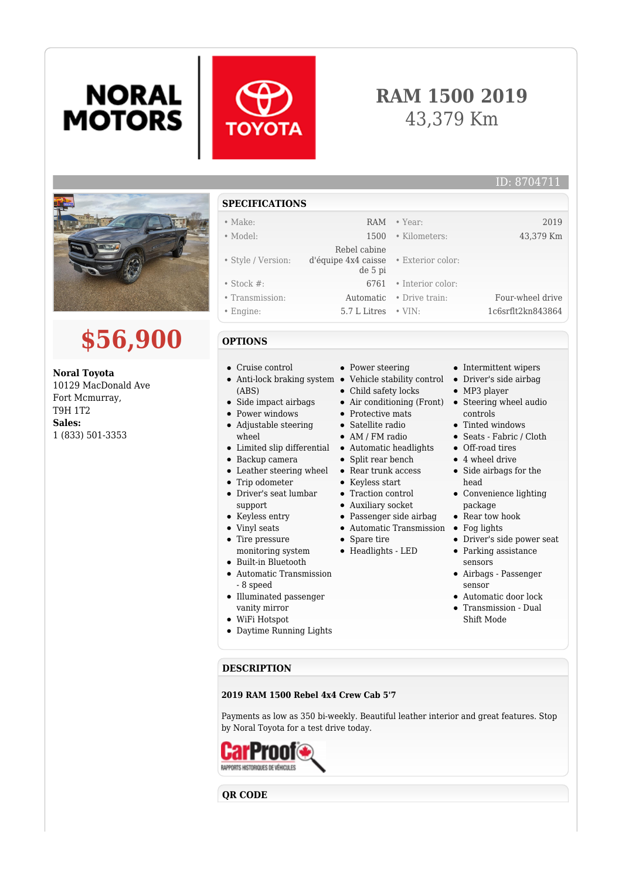NORAL MOTORS | TOYOTA

# RAM 1500 2019

43,379 Km

ID: 8704711

## $56,900

**Noral Toyota**
10129 MacDonald Ave
Fort Mcmurray,
T9H 1T2
**Sales:**
1 (833) 501-3353

## SPECIFICATIONS

| | | | |
|---|---|---|---|
| • Make: | RAM | • Year: | 2019 |
| • Model: | 1500 | • Kilometers: | 43,379 Km |
| • Style / Version: | Rebel cabine d'équipe 4x4 caisse de 5 pi | • Exterior color: | |
| • Stock #: | 6761 | • Interior color: | |
| • Transmission: | Automatic | • Drive train: | Four-wheel drive |
| • Engine: | 5.7 L Litres | • VIN: | 1c6srflt2kn843864 |

## OPTIONS

- Cruise control
- Anti-lock braking system (ABS)
- Side impact airbags
- Power windows
- Adjustable steering wheel
- Limited slip differential
- Backup camera
- Leather steering wheel
- Trip odometer
- Driver's seat lumbar support
- Keyless entry
- Vinyl seats
- Tire pressure monitoring system
- Built-in Bluetooth
- Automatic Transmission - 8 speed
- Illuminated passenger vanity mirror
- WiFi Hotspot
- Daytime Running Lights
- Power steering
- Vehicle stability control
- Child safety locks
- Air conditioning (Front)
- Protective mats
- Satellite radio
- AM / FM radio
- Automatic headlights
- Split rear bench
- Rear trunk access
- Keyless start
- Traction control
- Auxiliary socket
- Passenger side airbag
- Automatic Transmission
- Spare tire
- Headlights - LED
- Intermittent wipers
- Driver's side airbag
- MP3 player
- Steering wheel audio controls
- Tinted windows
- Seats - Fabric / Cloth
- Off-road tires
- 4 wheel drive
- Side airbags for the head
- Convenience lighting package
- Rear tow hook
- Fog lights
- Driver's side power seat
- Parking assistance sensors
- Airbags - Passenger sensor
- Automatic door lock
- Transmission - Dual Shift Mode

## DESCRIPTION

**2019 RAM 1500 Rebel 4x4 Crew Cab 5'7**

Payments as low as 350 bi-weekly. Beautiful leather interior and great features. Stop by Noral Toyota for a test drive today.

CarProof RAPPORTS HISTORIQUES DE VÉHICULES

## QR CODE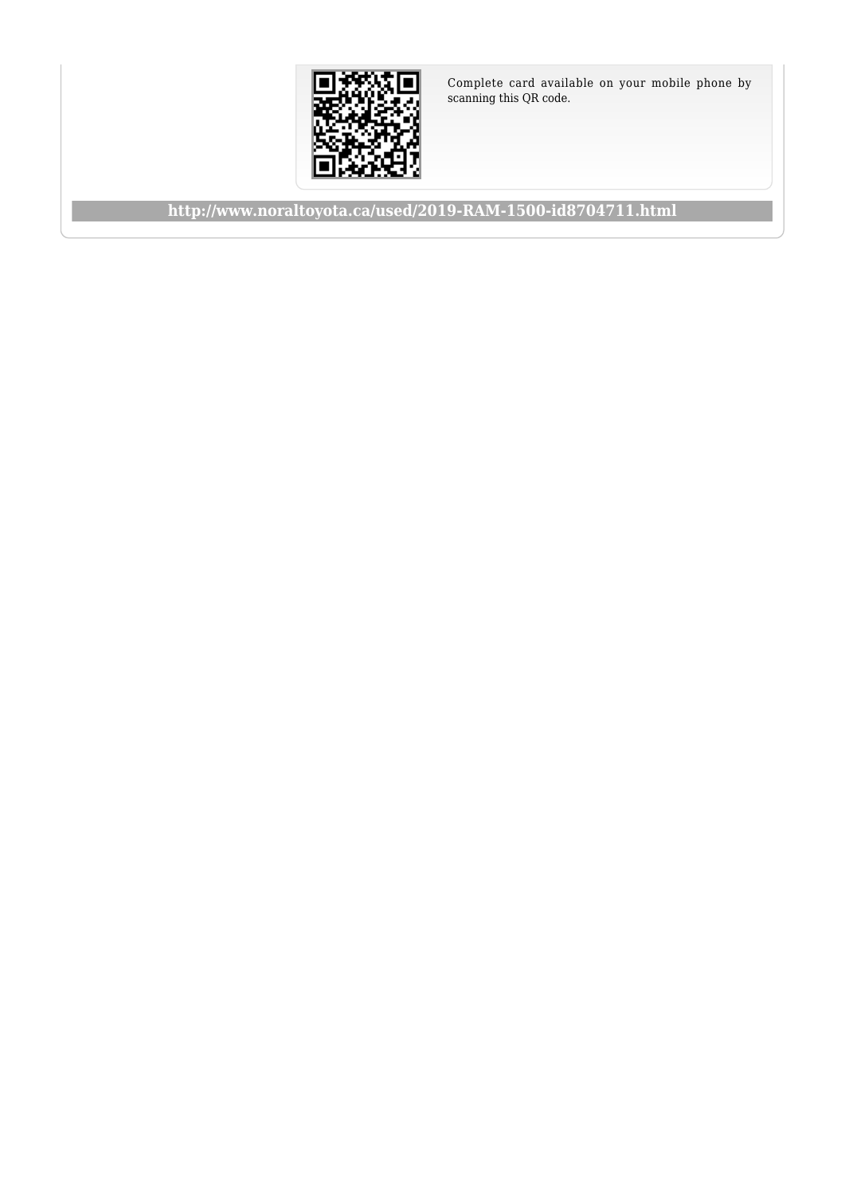Complete card available on your mobile phone by scanning this QR code.

**http://www.noraltoyota.ca/used/2019-RAM-1500-id8704711.html**